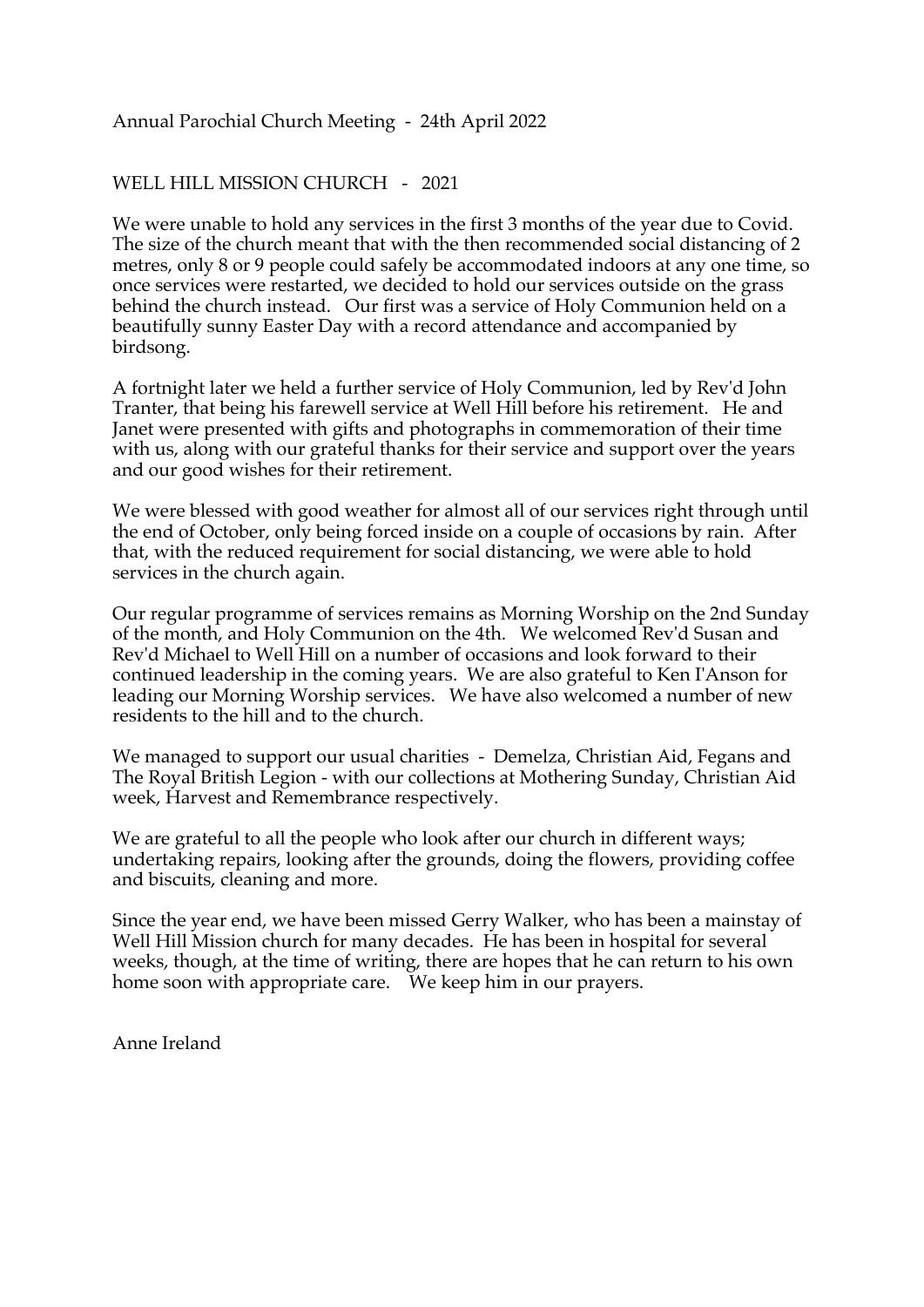Annual Parochial Church Meeting - 24th April 2022

WELL HILL MISSION CHURCH - 2021

We were unable to hold any services in the first 3 months of the year due to Covid. The size of the church meant that with the then recommended social distancing of 2 metres, only 8 or 9 people could safely be accommodated indoors at any one time, so once services were restarted, we decided to hold our services outside on the grass behind the church instead. Our first was a service of Holy Communion held on a beautifully sunny Easter Day with a record attendance and accompanied by birdsong.

A fortnight later we held a further service of Holy Communion, led by Rev'd John Tranter, that being his farewell service at Well Hill before his retirement. He and Janet were presented with gifts and photographs in commemoration of their time with us, along with our grateful thanks for their service and support over the years and our good wishes for their retirement.

We were blessed with good weather for almost all of our services right through until the end of October, only being forced inside on a couple of occasions by rain. After that, with the reduced requirement for social distancing, we were able to hold services in the church again.

Our regular programme of services remains as Morning Worship on the 2nd Sunday of the month, and Holy Communion on the 4th. We welcomed Rev'd Susan and Rev'd Michael to Well Hill on a number of occasions and look forward to their continued leadership in the coming years. We are also grateful to Ken I'Anson for leading our Morning Worship services. We have also welcomed a number of new residents to the hill and to the church.

We managed to support our usual charities - Demelza, Christian Aid, Fegans and The Royal British Legion - with our collections at Mothering Sunday, Christian Aid week, Harvest and Remembrance respectively.

We are grateful to all the people who look after our church in different ways; undertaking repairs, looking after the grounds, doing the flowers, providing coffee and biscuits, cleaning and more.

Since the year end, we have been missed Gerry Walker, who has been a mainstay of Well Hill Mission church for many decades. He has been in hospital for several weeks, though, at the time of writing, there are hopes that he can return to his own home soon with appropriate care. We keep him in our prayers.

Anne Ireland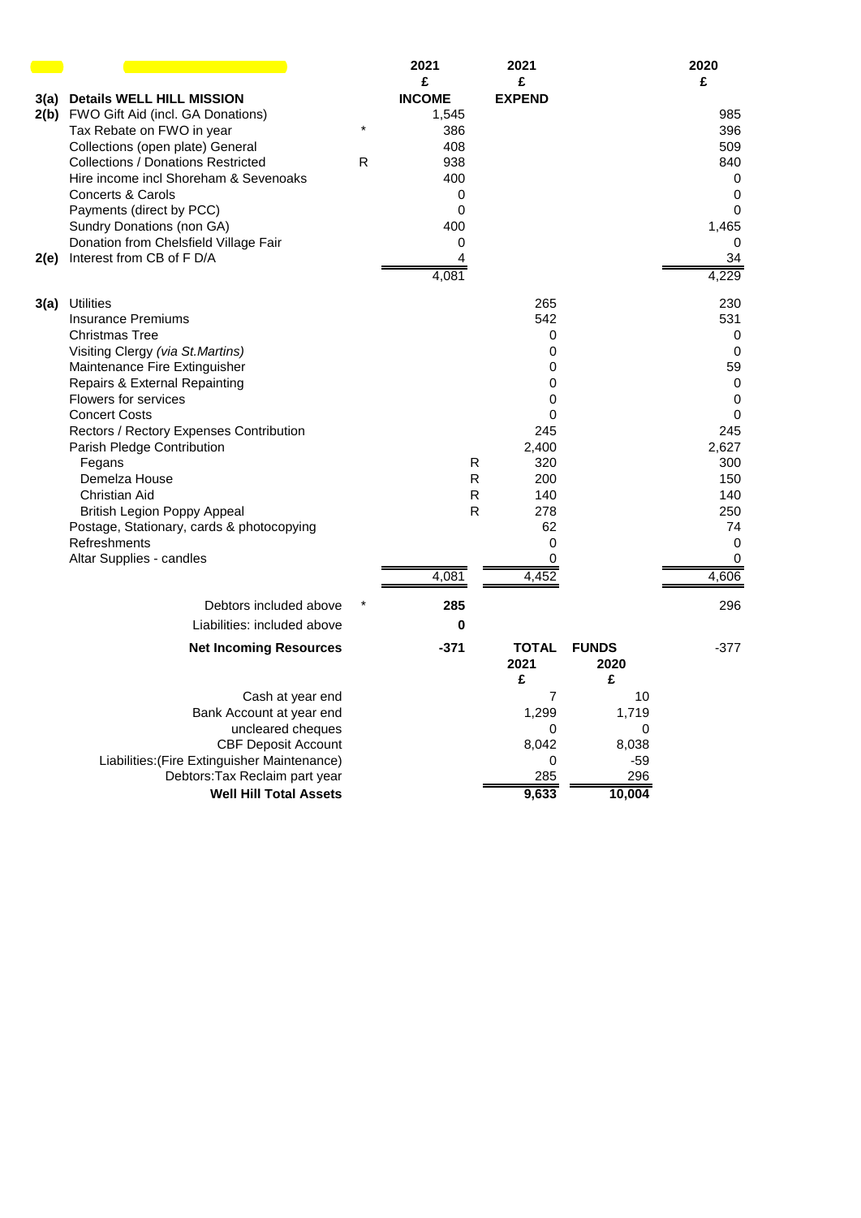| | | | 2021 £ INCOME | | 2021 £ EXPEND | | 2020 £ |
|---|---|---|---|---|---|---|---|
| 3(a) | **Details WELL HILL MISSION** | | | | | | |
| 2(b) | FWO Gift Aid (incl. GA Donations) | | 1,545 | | | | 985 |
| | Tax Rebate on FWO in year | * | 386 | | | | 396 |
| | Collections (open plate) General | | 408 | | | | 509 |
| | Collections / Donations Restricted | R | 938 | | | | 840 |
| | Hire income incl Shoreham & Sevenoaks | | 400 | | | | 0 |
| | Concerts & Carols | | 0 | | | | 0 |
| | Payments (direct by PCC) | | 0 | | | | 0 |
| | Sundry Donations (non GA) | | 400 | | | | 1,465 |
| | Donation from Chelsfield Village Fair | | 0 | | | | 0 |
| 2(e) | Interest from CB of F D/A | | 4 | | | | 34 |
| | | | 4,081 | | | | 4,229 |
| 3(a) | Utilities | | | | 265 | | 230 |
| | Insurance Premiums | | | | 542 | | 531 |
| | Christmas Tree | | | | 0 | | 0 |
| | Visiting Clergy *(via St.Martins)* | | | | 0 | | 0 |
| | Maintenance Fire Extinguisher | | | | 0 | | 59 |
| | Repairs & External Repainting | | | | 0 | | 0 |
| | Flowers for services | | | | 0 | | 0 |
| | Concert Costs | | | | 0 | | 0 |
| | Rectors / Rectory Expenses Contribution | | | | 245 | | 245 |
| | Parish Pledge Contribution | | | | 2,400 | | 2,627 |
| | Fegans | | | R | 320 | | 300 |
| | Demelza House | | | R | 200 | | 150 |
| | Christian Aid | | | R | 140 | | 140 |
| | British Legion Poppy Appeal | | | R | 278 | | 250 |
| | Postage, Stationary, cards & photocopying | | | | 62 | | 74 |
| | Refreshments | | | | 0 | | 0 |
| | Altar Supplies - candles | | | | 0 | | 0 |
| | | | 4,081 | | 4,452 | | 4,606 |
| | Debtors included above | * | **285** | | | | 296 |
| | Liabilities: included above | | **0** | | | | |
| | **Net Incoming Resources** | | **-371** | | **TOTAL** | **FUNDS** | -377 |

| | 2021 £ | 2020 £ |
|---|---|---|
| Cash at year end | 7 | 10 |
| Bank Account at year end | 1,299 | 1,719 |
| uncleared cheques | 0 | 0 |
| CBF Deposit Account | 8,042 | 8,038 |
| Liabilities:(Fire Extinguisher Maintenance) | 0 | -59 |
| Debtors:Tax Reclaim part year | 285 | 296 |
| **Well Hill Total Assets** | **9,633** | **10,004** |